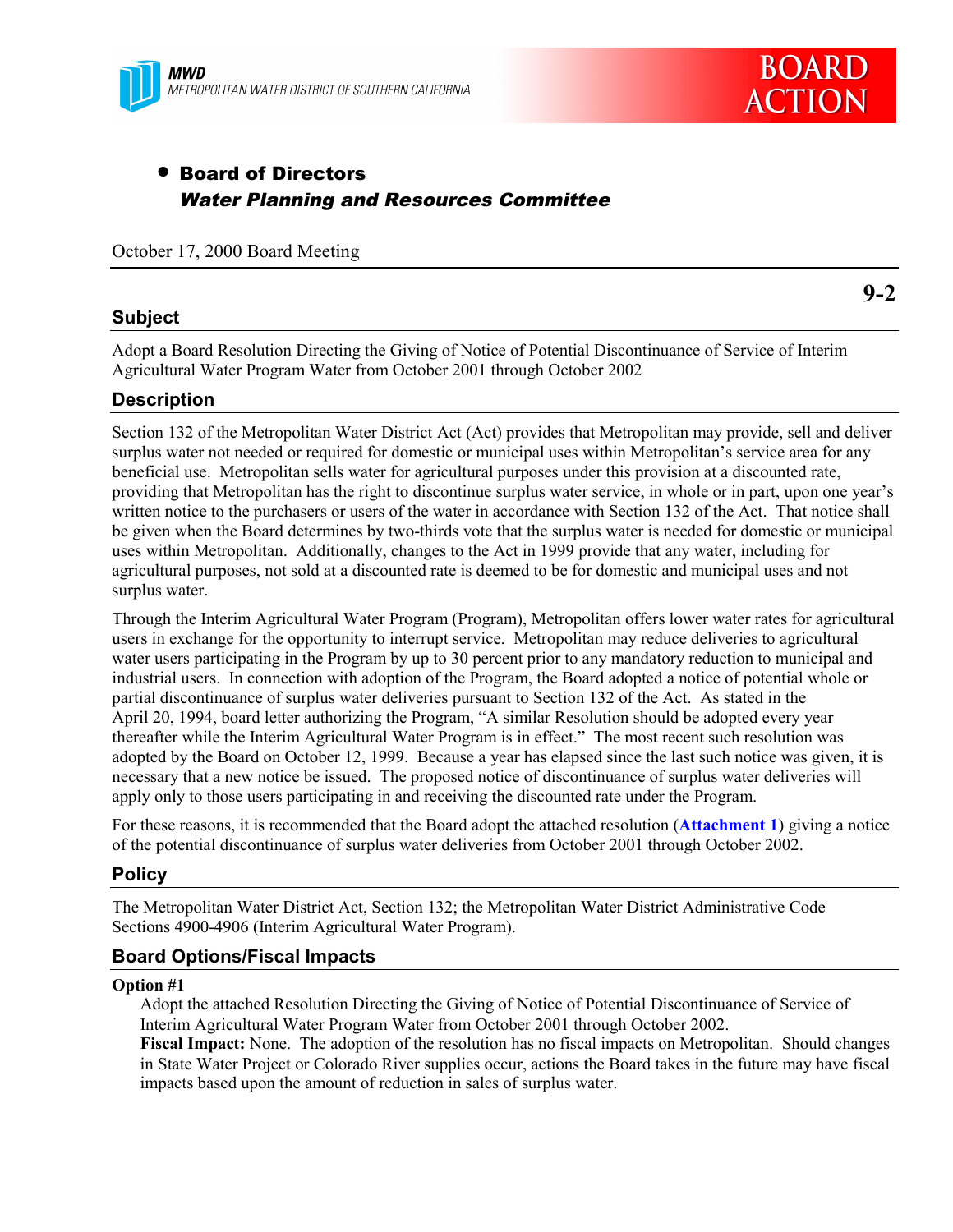MWD
METROPOLITAN WATER DISTRICT OF SOUTHERN CALIFORNIA

# BOARD ACTION

- **Board of Directors**
  ***Water Planning and Resources Committee***

October 17, 2000 Board Meeting

**9-2**

## Subject

Adopt a Board Resolution Directing the Giving of Notice of Potential Discontinuance of Service of Interim Agricultural Water Program Water from October 2001 through October 2002

## Description

Section 132 of the Metropolitan Water District Act (Act) provides that Metropolitan may provide, sell and deliver surplus water not needed or required for domestic or municipal uses within Metropolitan's service area for any beneficial use. Metropolitan sells water for agricultural purposes under this provision at a discounted rate, providing that Metropolitan has the right to discontinue surplus water service, in whole or in part, upon one year's written notice to the purchasers or users of the water in accordance with Section 132 of the Act. That notice shall be given when the Board determines by two-thirds vote that the surplus water is needed for domestic or municipal uses within Metropolitan. Additionally, changes to the Act in 1999 provide that any water, including for agricultural purposes, not sold at a discounted rate is deemed to be for domestic and municipal uses and not surplus water.

Through the Interim Agricultural Water Program (Program), Metropolitan offers lower water rates for agricultural users in exchange for the opportunity to interrupt service. Metropolitan may reduce deliveries to agricultural water users participating in the Program by up to 30 percent prior to any mandatory reduction to municipal and industrial users. In connection with adoption of the Program, the Board adopted a notice of potential whole or partial discontinuance of surplus water deliveries pursuant to Section 132 of the Act. As stated in the April 20, 1994, board letter authorizing the Program, "A similar Resolution should be adopted every year thereafter while the Interim Agricultural Water Program is in effect." The most recent such resolution was adopted by the Board on October 12, 1999. Because a year has elapsed since the last such notice was given, it is necessary that a new notice be issued. The proposed notice of discontinuance of surplus water deliveries will apply only to those users participating in and receiving the discounted rate under the Program.

For these reasons, it is recommended that the Board adopt the attached resolution (**Attachment 1**) giving a notice of the potential discontinuance of surplus water deliveries from October 2001 through October 2002.

## Policy

The Metropolitan Water District Act, Section 132; the Metropolitan Water District Administrative Code Sections 4900-4906 (Interim Agricultural Water Program).

## Board Options/Fiscal Impacts

**Option #1**

Adopt the attached Resolution Directing the Giving of Notice of Potential Discontinuance of Service of Interim Agricultural Water Program Water from October 2001 through October 2002.

**Fiscal Impact:** None. The adoption of the resolution has no fiscal impacts on Metropolitan. Should changes in State Water Project or Colorado River supplies occur, actions the Board takes in the future may have fiscal impacts based upon the amount of reduction in sales of surplus water.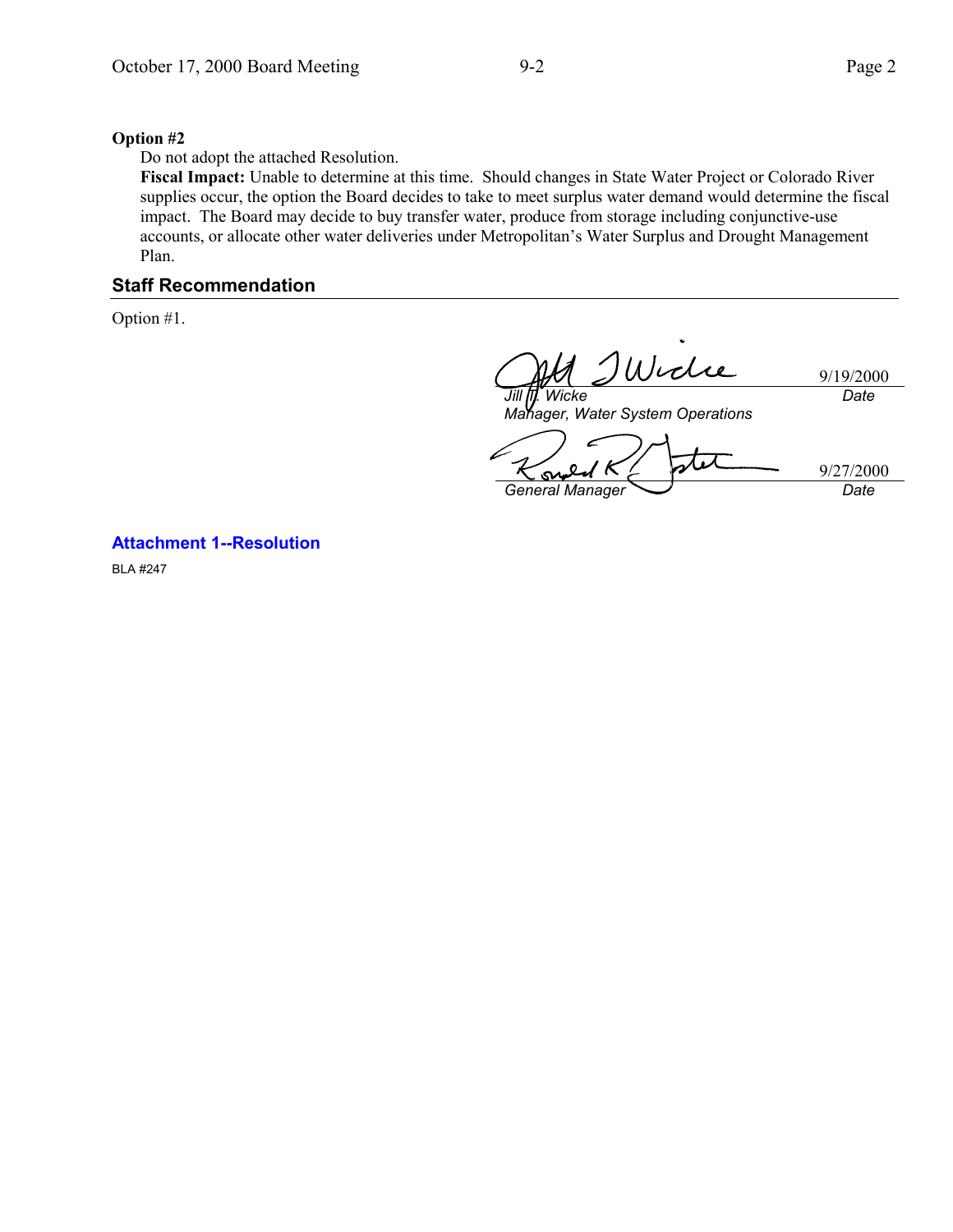**Option #2**

Do not adopt the attached Resolution.

**Fiscal Impact:** Unable to determine at this time. Should changes in State Water Project or Colorado River supplies occur, the option the Board decides to take to meet surplus water demand would determine the fiscal impact. The Board may decide to buy transfer water, produce from storage including conjunctive-use accounts, or allocate other water deliveries under Metropolitan's Water Surplus and Drought Management Plan.

## Staff Recommendation

Option #1.

| | |
|---|---|
| *Jill T. Wicke*<br>*Manager, Water System Operations* | 9/19/2000<br>*Date* |
| *General Manager* | 9/27/2000<br>*Date* |

**Attachment 1--Resolution**

BLA #247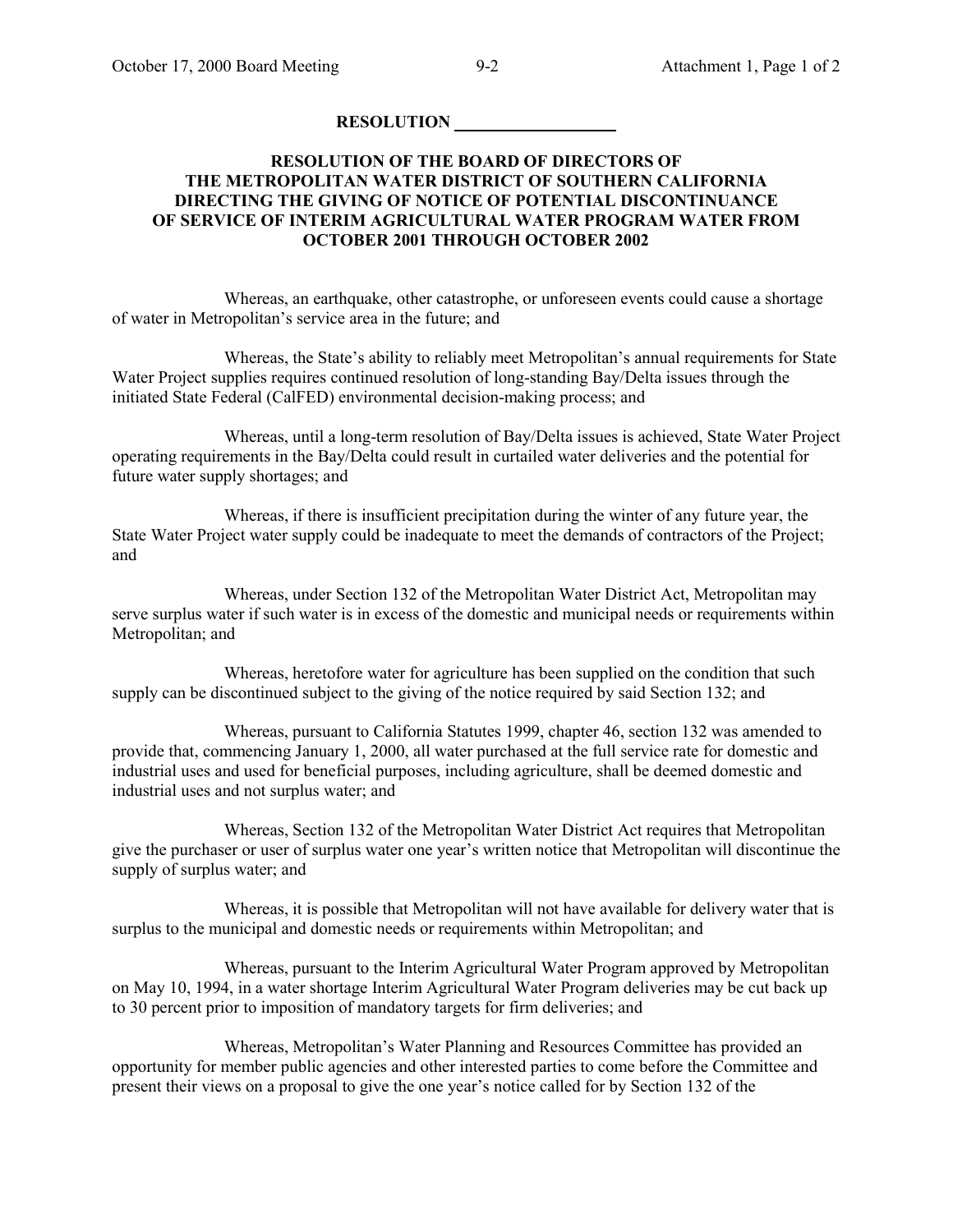**RESOLUTION \_\_\_\_\_\_\_\_\_\_\_\_\_\_\_\_\_\_\_**

**RESOLUTION OF THE BOARD OF DIRECTORS OF THE METROPOLITAN WATER DISTRICT OF SOUTHERN CALIFORNIA DIRECTING THE GIVING OF NOTICE OF POTENTIAL DISCONTINUANCE OF SERVICE OF INTERIM AGRICULTURAL WATER PROGRAM WATER FROM OCTOBER 2001 THROUGH OCTOBER 2002**

Whereas, an earthquake, other catastrophe, or unforeseen events could cause a shortage of water in Metropolitan's service area in the future; and

Whereas, the State's ability to reliably meet Metropolitan's annual requirements for State Water Project supplies requires continued resolution of long-standing Bay/Delta issues through the initiated State Federal (CalFED) environmental decision-making process; and

Whereas, until a long-term resolution of Bay/Delta issues is achieved, State Water Project operating requirements in the Bay/Delta could result in curtailed water deliveries and the potential for future water supply shortages; and

Whereas, if there is insufficient precipitation during the winter of any future year, the State Water Project water supply could be inadequate to meet the demands of contractors of the Project; and

Whereas, under Section 132 of the Metropolitan Water District Act, Metropolitan may serve surplus water if such water is in excess of the domestic and municipal needs or requirements within Metropolitan; and

Whereas, heretofore water for agriculture has been supplied on the condition that such supply can be discontinued subject to the giving of the notice required by said Section 132; and

Whereas, pursuant to California Statutes 1999, chapter 46, section 132 was amended to provide that, commencing January 1, 2000, all water purchased at the full service rate for domestic and industrial uses and used for beneficial purposes, including agriculture, shall be deemed domestic and industrial uses and not surplus water; and

Whereas, Section 132 of the Metropolitan Water District Act requires that Metropolitan give the purchaser or user of surplus water one year's written notice that Metropolitan will discontinue the supply of surplus water; and

Whereas, it is possible that Metropolitan will not have available for delivery water that is surplus to the municipal and domestic needs or requirements within Metropolitan; and

Whereas, pursuant to the Interim Agricultural Water Program approved by Metropolitan on May 10, 1994, in a water shortage Interim Agricultural Water Program deliveries may be cut back up to 30 percent prior to imposition of mandatory targets for firm deliveries; and

Whereas, Metropolitan's Water Planning and Resources Committee has provided an opportunity for member public agencies and other interested parties to come before the Committee and present their views on a proposal to give the one year's notice called for by Section 132 of the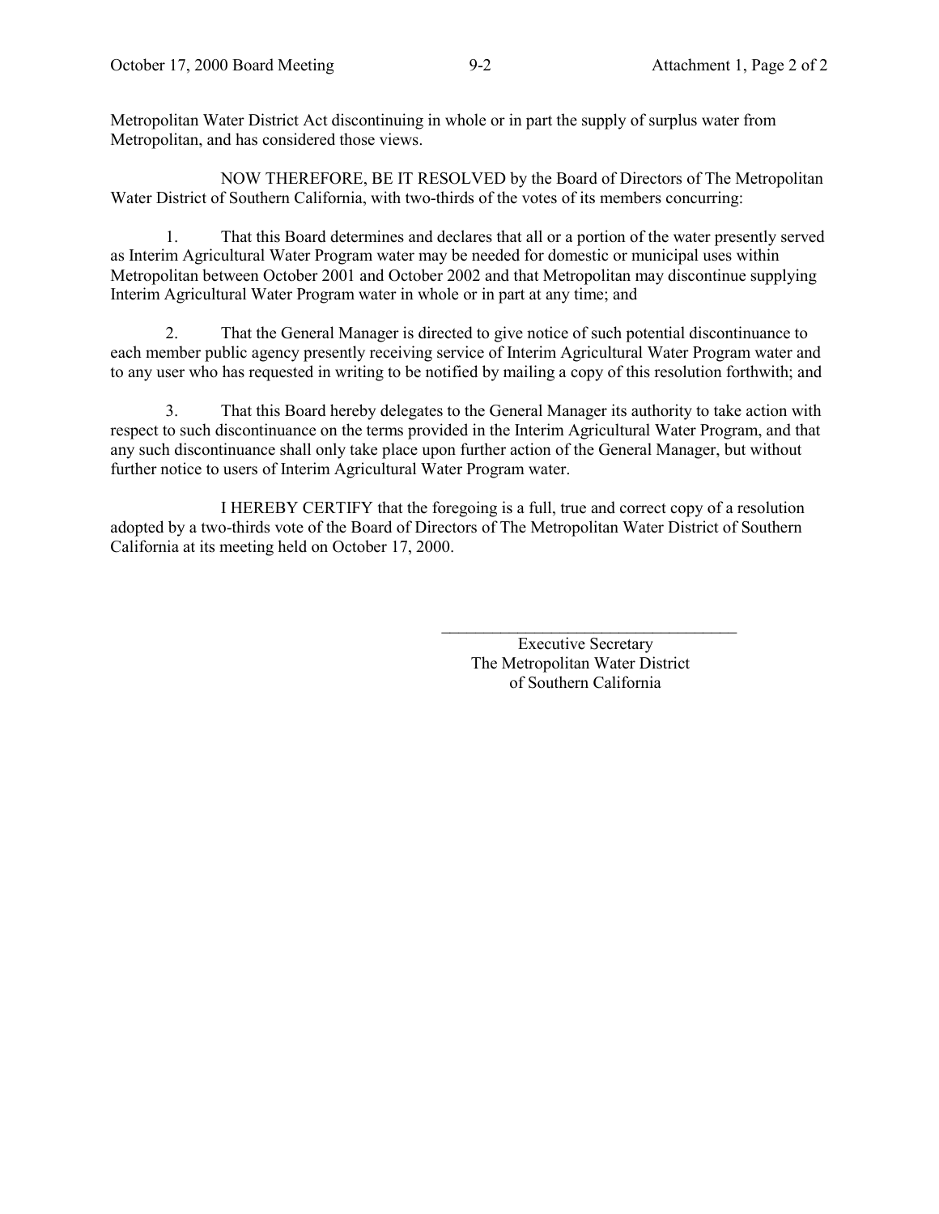Metropolitan Water District Act discontinuing in whole or in part the supply of surplus water from Metropolitan, and has considered those views.

NOW THEREFORE, BE IT RESOLVED by the Board of Directors of The Metropolitan Water District of Southern California, with two-thirds of the votes of its members concurring:

1. That this Board determines and declares that all or a portion of the water presently served as Interim Agricultural Water Program water may be needed for domestic or municipal uses within Metropolitan between October 2001 and October 2002 and that Metropolitan may discontinue supplying Interim Agricultural Water Program water in whole or in part at any time; and

2. That the General Manager is directed to give notice of such potential discontinuance to each member public agency presently receiving service of Interim Agricultural Water Program water and to any user who has requested in writing to be notified by mailing a copy of this resolution forthwith; and

3. That this Board hereby delegates to the General Manager its authority to take action with respect to such discontinuance on the terms provided in the Interim Agricultural Water Program, and that any such discontinuance shall only take place upon further action of the General Manager, but without further notice to users of Interim Agricultural Water Program water.

I HEREBY CERTIFY that the foregoing is a full, true and correct copy of a resolution adopted by a two-thirds vote of the Board of Directors of The Metropolitan Water District of Southern California at its meeting held on October 17, 2000.

\_\_\_\_\_\_\_\_\_\_\_\_\_\_\_\_\_\_\_\_\_\_\_\_\_\_\_\_\_\_\_\_\_\_\_\_

Executive Secretary
The Metropolitan Water District
of Southern California